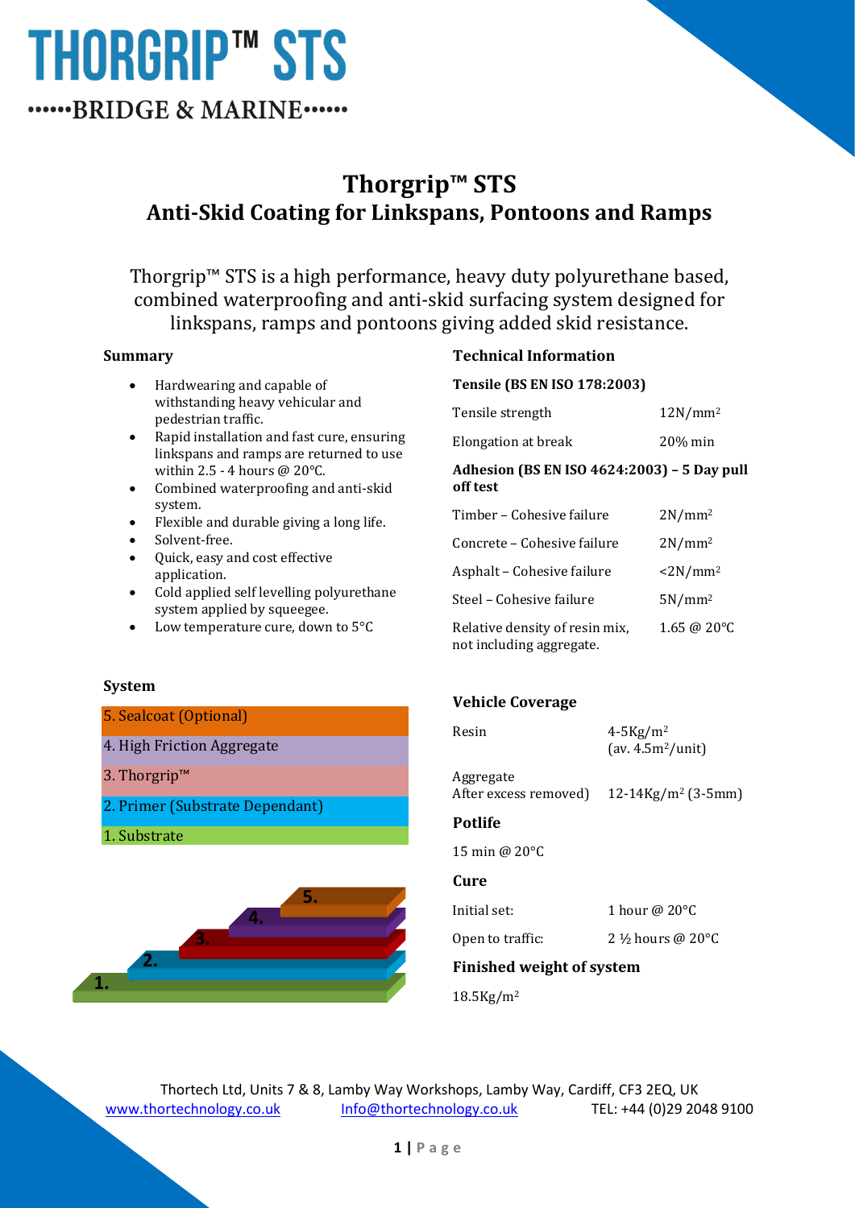# THORGRIP™ STS

••••••BRIDGE & MARINE••••••

## Thorgrip™ STS
## Anti-Skid Coating for Linkspans, Pontoons and Ramps

Thorgrip™ STS is a high performance, heavy duty polyurethane based, combined waterproofing and anti-skid surfacing system designed for linkspans, ramps and pontoons giving added skid resistance.

### Summary

- Hardwearing and capable of withstanding heavy vehicular and pedestrian traffic.
- Rapid installation and fast cure, ensuring linkspans and ramps are returned to use within 2.5 - 4 hours @ 20°C.
- Combined waterproofing and anti-skid system.
- Flexible and durable giving a long life.
- Solvent-free.
- Quick, easy and cost effective application.
- Cold applied self levelling polyurethane system applied by squeegee.
- Low temperature cure, down to 5°C

### System

| |
|---|
| 5. Sealcoat (Optional) |
| 4. High Friction Aggregate |
| 3. Thorgrip™ |
| 2. Primer (Substrate Dependant) |
| 1. Substrate |

### Technical Information

**Tensile (BS EN ISO 178:2003)**

| | |
|---|---|
| Tensile strength | 12N/mm$^2$ |
| Elongation at break | 20% min |

**Adhesion (BS EN ISO 4624:2003) – 5 Day pull off test**

| | |
|---|---|
| Timber – Cohesive failure | 2N/mm$^2$ |
| Concrete – Cohesive failure | 2N/mm$^2$ |
| Asphalt – Cohesive failure | <2N/mm$^2$ |
| Steel – Cohesive failure | 5N/mm$^2$ |
| Relative density of resin mix, not including aggregate. | 1.65 @ 20°C |

### Vehicle Coverage

| | |
|---|---|
| Resin | 4-5Kg/m$^2$ (av. 4.5m$^2$/unit) |
| Aggregate After excess removed) | 12-14Kg/m$^2$ (3-5mm) |

**Potlife**

15 min @ 20°C

**Cure**

| | |
|---|---|
| Initial set: | 1 hour @ 20°C |
| Open to traffic: | 2 ½ hours @ 20°C |

**Finished weight of system**

18.5Kg/m$^2$

Thortech Ltd, Units 7 & 8, Lamby Way Workshops, Lamby Way, Cardiff, CF3 2EQ, UK
www.thortechnology.co.uk Info@thortechnology.co.uk TEL: +44 (0)29 2048 9100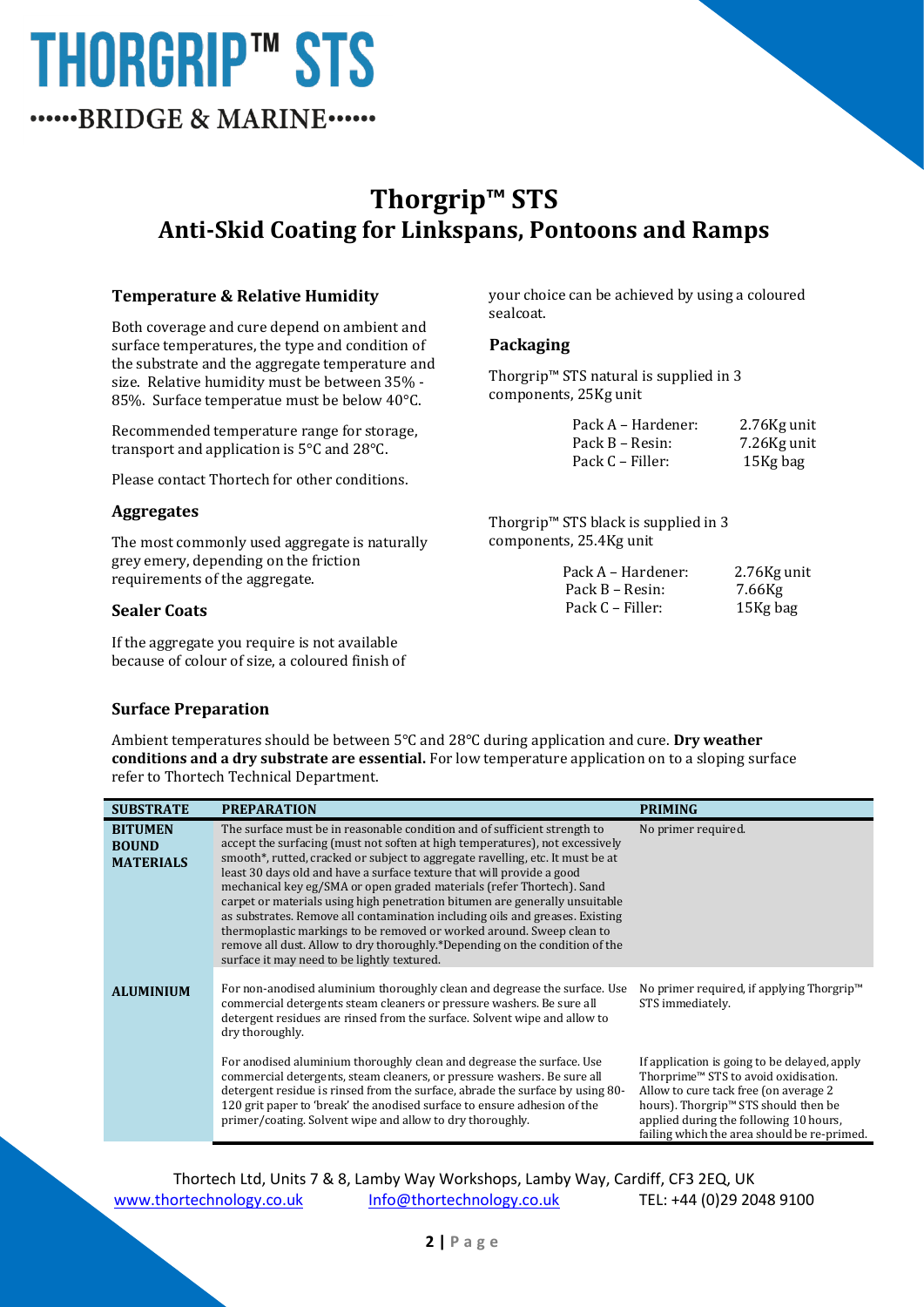# THORGRIP™ STS

••••••BRIDGE & MARINE••••••

## Thorgrip™ STS
## Anti-Skid Coating for Linkspans, Pontoons and Ramps

### Temperature & Relative Humidity

Both coverage and cure depend on ambient and surface temperatures, the type and condition of the substrate and the aggregate temperature and size. Relative humidity must be between 35% - 85%. Surface temperatue must be below 40°C.

Recommended temperature range for storage, transport and application is 5°C and 28°C.

Please contact Thortech for other conditions.

### Aggregates

The most commonly used aggregate is naturally grey emery, depending on the friction requirements of the aggregate.

### Sealer Coats

If the aggregate you require is not available because of colour of size, a coloured finish of your choice can be achieved by using a coloured sealcoat.

### Packaging

Thorgrip™ STS natural is supplied in 3 components, 25Kg unit

| | |
|---|---|
| Pack A – Hardener: | 2.76Kg unit |
| Pack B – Resin: | 7.26Kg unit |
| Pack C – Filler: | 15Kg bag |

Thorgrip™ STS black is supplied in 3 components, 25.4Kg unit

| | |
|---|---|
| Pack A – Hardener: | 2.76Kg unit |
| Pack B – Resin: | 7.66Kg |
| Pack C – Filler: | 15Kg bag |

### Surface Preparation

Ambient temperatures should be between 5°C and 28°C during application and cure. **Dry weather conditions and a dry substrate are essential.** For low temperature application on to a sloping surface refer to Thortech Technical Department.

| SUBSTRATE | PREPARATION | PRIMING |
|---|---|---|
| **BITUMEN BOUND MATERIALS** | The surface must be in reasonable condition and of sufficient strength to accept the surfacing (must not soften at high temperatures), not excessively smooth*, rutted, cracked or subject to aggregate ravelling, etc. It must be at least 30 days old and have a surface texture that will provide a good mechanical key eg/SMA or open graded materials (refer Thortech). Sand carpet or materials using high penetration bitumen are generally unsuitable as substrates. Remove all contamination including oils and greases. Existing thermoplastic markings to be removed or worked around. Sweep clean to remove all dust. Allow to dry thoroughly.*Depending on the condition of the surface it may need to be lightly textured. | No primer required. |
| **ALUMINIUM** | For non-anodised aluminium thoroughly clean and degrease the surface. Use commercial detergents steam cleaners or pressure washers. Be sure all detergent residues are rinsed from the surface. Solvent wipe and allow to dry thoroughly. | No primer required, if applying Thorgrip™ STS immediately. |
| | For anodised aluminium thoroughly clean and degrease the surface. Use commercial detergents, steam cleaners, or pressure washers. Be sure all detergent residue is rinsed from the surface, abrade the surface by using 80-120 grit paper to 'break' the anodised surface to ensure adhesion of the primer/coating. Solvent wipe and allow to dry thoroughly. | If application is going to be delayed, apply Thorprime™ STS to avoid oxidisation. Allow to cure tack free (on average 2 hours). Thorgrip™ STS should then be applied during the following 10 hours, failing which the area should be re-primed. |

Thortech Ltd, Units 7 & 8, Lamby Way Workshops, Lamby Way, Cardiff, CF3 2EQ, UK
www.thortechnology.co.uk Info@thortechnology.co.uk TEL: +44 (0)29 2048 9100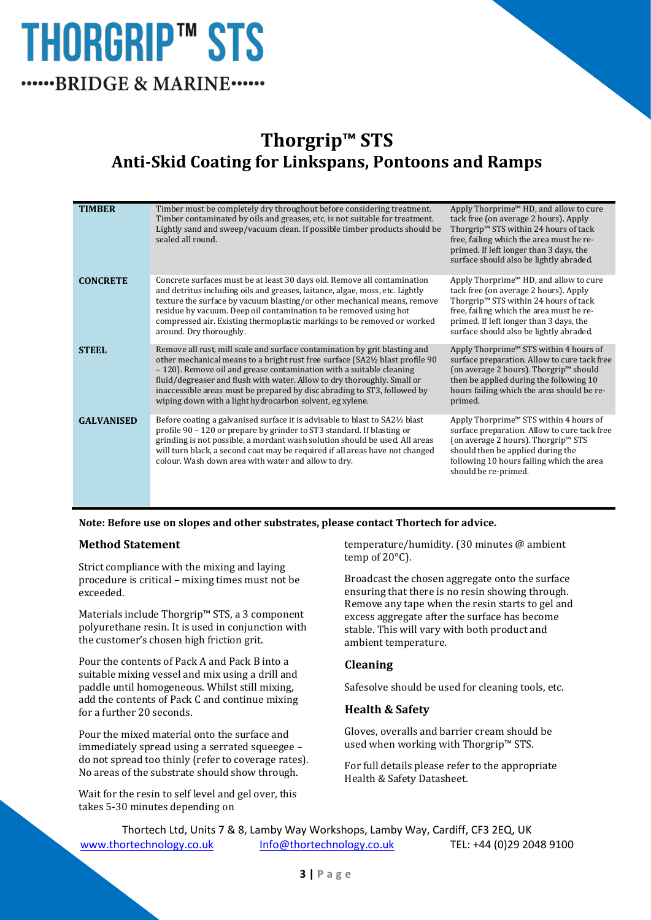# THORGRIP™ STS

••••••BRIDGE & MARINE••••••

## Thorgrip™ STS
## Anti-Skid Coating for Linkspans, Pontoons and Ramps

| | | |
|---|---|---|
| **TIMBER** | Timber must be completely dry throughout before considering treatment. Timber contaminated by oils and greases, etc, is not suitable for treatment. Lightly sand and sweep/vacuum clean. If possible timber products should be sealed all round. | Apply Thorprime™ HD, and allow to cure tack free (on average 2 hours). Apply Thorgrip™ STS within 24 hours of tack free, failing which the area must be re-primed. If left longer than 3 days, the surface should also be lightly abraded. |
| **CONCRETE** | Concrete surfaces must be at least 30 days old. Remove all contamination and detritus including oils and greases, laitance, algae, moss, etc. Lightly texture the surface by vacuum blasting/or other mechanical means, remove residue by vacuum. Deep oil contamination to be removed using hot compressed air. Existing thermoplastic markings to be removed or worked around. Dry thoroughly. | Apply Thorprime™ HD, and allow to cure tack free (on average 2 hours). Apply Thorgrip™ STS within 24 hours of tack free, failing which the area must be re-primed. If left longer than 3 days, the surface should also be lightly abraded. |
| **STEEL** | Remove all rust, mill scale and surface contamination by grit blasting and other mechanical means to a bright rust free surface (SA2½ blast profile 90 – 120). Remove oil and grease contamination with a suitable cleaning fluid/degreaser and flush with water. Allow to dry thoroughly. Small or inaccessible areas must be prepared by disc abrading to ST3, followed by wiping down with a light hydrocarbon solvent, eg xylene. | Apply Thorprime™ STS within 4 hours of surface preparation. Allow to cure tack free (on average 2 hours). Thorgrip™ should then be applied during the following 10 hours failing which the area should be re-primed. |
| **GALVANISED** | Before coating a galvanised surface it is advisable to blast to SA2½ blast profile 90 – 120 or prepare by grinder to ST3 standard. If blasting or grinding is not possible, a mordant wash solution should be used. All areas will turn black, a second coat may be required if all areas have not changed colour. Wash down area with water and allow to dry. | Apply Thorprime™ STS within 4 hours of surface preparation. Allow to cure tack free (on average 2 hours). Thorgrip™ STS should then be applied during the following 10 hours failing which the area should be re-primed. |

**Note: Before use on slopes and other substrates, please contact Thortech for advice.**

### Method Statement

Strict compliance with the mixing and laying procedure is critical – mixing times must not be exceeded.

Materials include Thorgrip™ STS, a 3 component polyurethane resin. It is used in conjunction with the customer's chosen high friction grit.

Pour the contents of Pack A and Pack B into a suitable mixing vessel and mix using a drill and paddle until homogeneous. Whilst still mixing, add the contents of Pack C and continue mixing for a further 20 seconds.

Pour the mixed material onto the surface and immediately spread using a serrated squeegee – do not spread too thinly (refer to coverage rates). No areas of the substrate should show through.

Wait for the resin to self level and gel over, this takes 5-30 minutes depending on temperature/humidity. (30 minutes @ ambient temp of 20°C).

Broadcast the chosen aggregate onto the surface ensuring that there is no resin showing through. Remove any tape when the resin starts to gel and excess aggregate after the surface has become stable. This will vary with both product and ambient temperature.

### Cleaning

Safesolve should be used for cleaning tools, etc.

### Health & Safety

Gloves, overalls and barrier cream should be used when working with Thorgrip™ STS.

For full details please refer to the appropriate Health & Safety Datasheet.

Thortech Ltd, Units 7 & 8, Lamby Way Workshops, Lamby Way, Cardiff, CF3 2EQ, UK
www.thortechnology.co.uk Info@thortechnology.co.uk TEL: +44 (0)29 2048 9100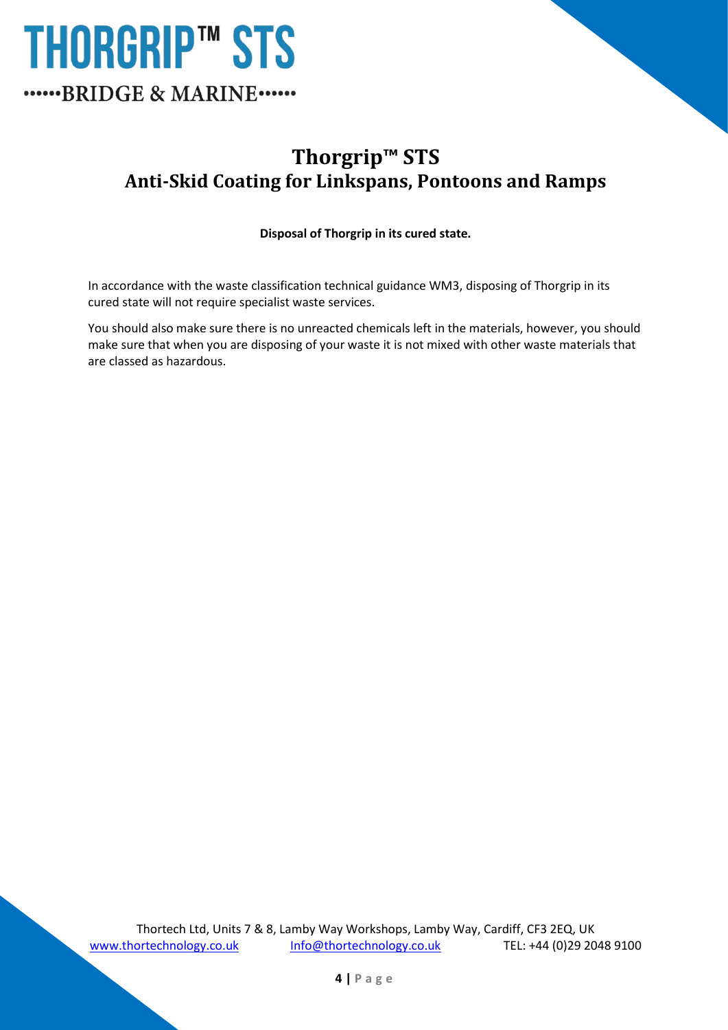# THORGRIP™ STS

••••••BRIDGE & MARINE••••••

## Thorgrip™ STS
## Anti-Skid Coating for Linkspans, Pontoons and Ramps

**Disposal of Thorgrip in its cured state.**

In accordance with the waste classification technical guidance WM3, disposing of Thorgrip in its cured state will not require specialist waste services.

You should also make sure there is no unreacted chemicals left in the materials, however, you should make sure that when you are disposing of your waste it is not mixed with other waste materials that are classed as hazardous.

Thortech Ltd, Units 7 & 8, Lamby Way Workshops, Lamby Way, Cardiff, CF3 2EQ, UK
www.thortechnology.co.uk Info@thortechnology.co.uk TEL: +44 (0)29 2048 9100